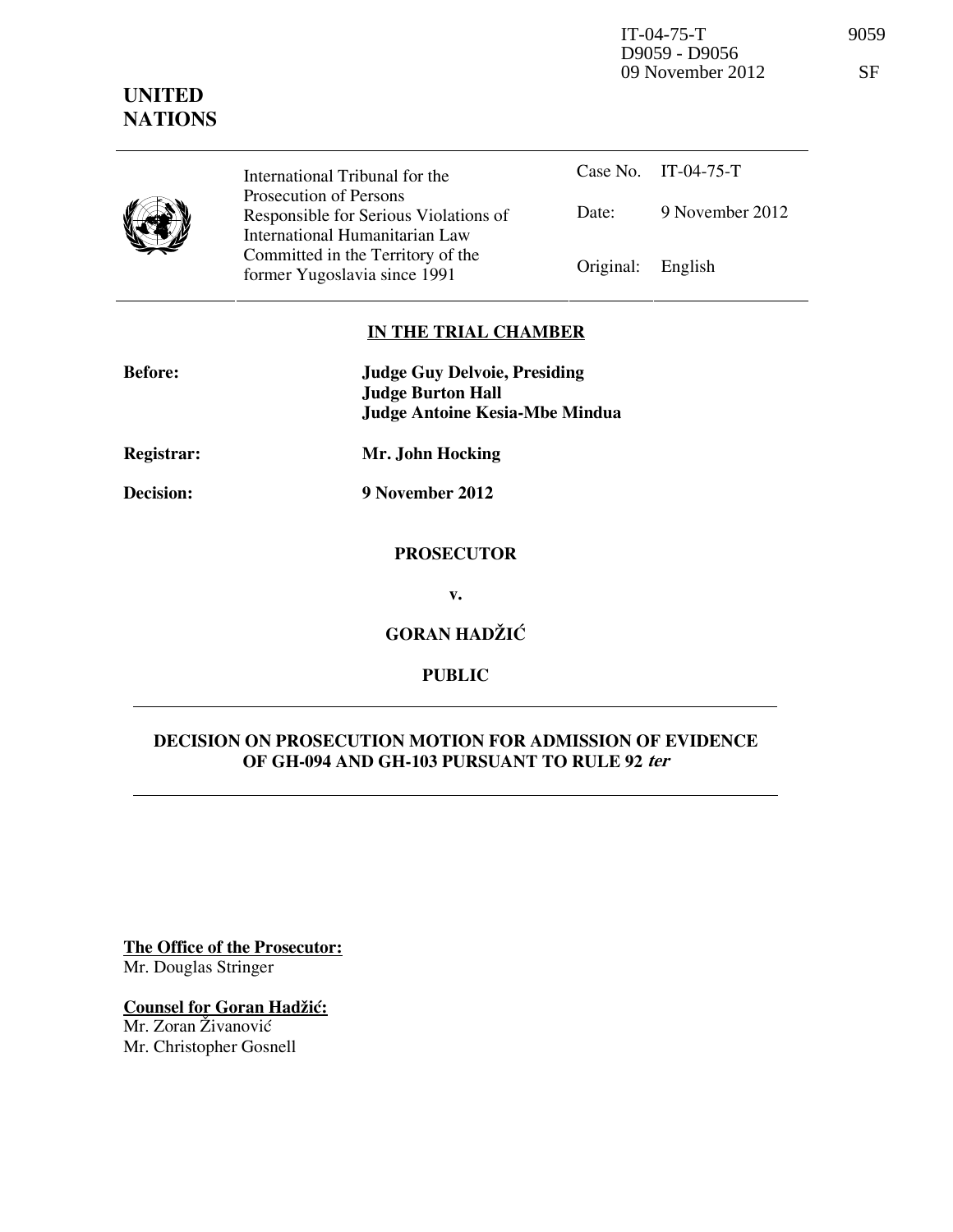IT-04-75-T 9059
D9059 - D9056
09 November 2012 SF

**UNITED NATIONS**

| | International Tribunal for the Prosecution of Persons Responsible for Serious Violations of International Humanitarian Law Committed in the Territory of the former Yugoslavia since 1991 | Case No. | IT-04-75-T |
|---|---|---|---|
| | | Date: | 9 November 2012 |
| | | Original: | English |

**IN THE TRIAL CHAMBER**

| | |
|---|---|
| **Before:** | **Judge Guy Delvoie, Presiding** <br> **Judge Burton Hall** <br> **Judge Antoine Kesia-Mbe Mindua** |
| **Registrar:** | **Mr. John Hocking** |
| **Decision:** | **9 November 2012** |

**PROSECUTOR**

**v.**

**GORAN HADŽIĆ**

**PUBLIC**

**DECISION ON PROSECUTION MOTION FOR ADMISSION OF EVIDENCE OF GH-094 AND GH-103 PURSUANT TO RULE 92 *ter***

**The Office of the Prosecutor:**
Mr. Douglas Stringer

**Counsel for Goran Hadžić:**
Mr. Zoran Živanović
Mr. Christopher Gosnell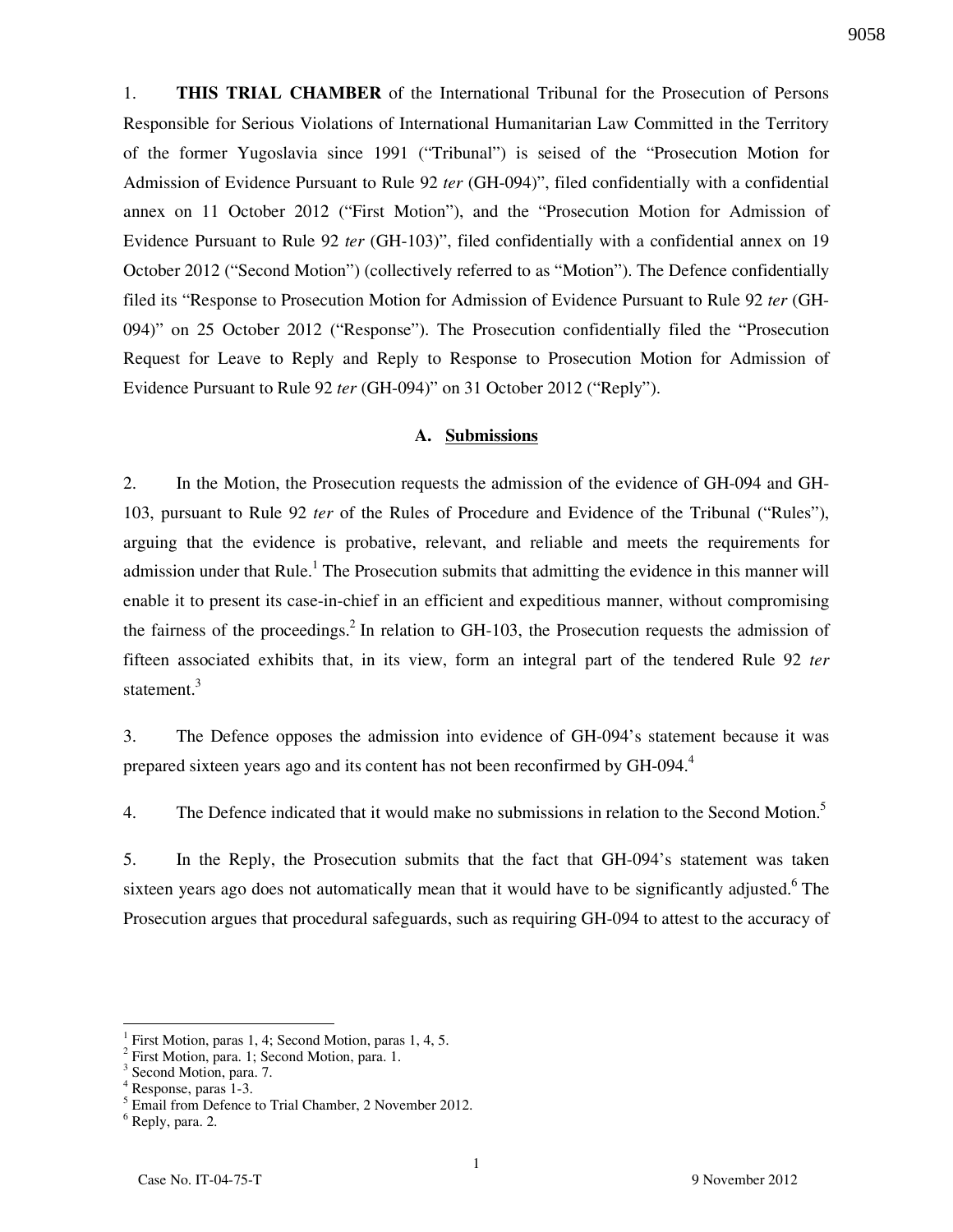1. **THIS TRIAL CHAMBER** of the International Tribunal for the Prosecution of Persons Responsible for Serious Violations of International Humanitarian Law Committed in the Territory of the former Yugoslavia since 1991 ("Tribunal") is seised of the "Prosecution Motion for Admission of Evidence Pursuant to Rule 92 *ter* (GH-094)", filed confidentially with a confidential annex on 11 October 2012 ("First Motion"), and the "Prosecution Motion for Admission of Evidence Pursuant to Rule 92 *ter* (GH-103)", filed confidentially with a confidential annex on 19 October 2012 ("Second Motion") (collectively referred to as "Motion"). The Defence confidentially filed its "Response to Prosecution Motion for Admission of Evidence Pursuant to Rule 92 *ter* (GH-094)" on 25 October 2012 ("Response"). The Prosecution confidentially filed the "Prosecution Request for Leave to Reply and Reply to Response to Prosecution Motion for Admission of Evidence Pursuant to Rule 92 *ter* (GH-094)" on 31 October 2012 ("Reply").

## A. Submissions

2. In the Motion, the Prosecution requests the admission of the evidence of GH-094 and GH-103, pursuant to Rule 92 *ter* of the Rules of Procedure and Evidence of the Tribunal ("Rules"), arguing that the evidence is probative, relevant, and reliable and meets the requirements for admission under that Rule.[1] The Prosecution submits that admitting the evidence in this manner will enable it to present its case-in-chief in an efficient and expeditious manner, without compromising the fairness of the proceedings.[2] In relation to GH-103, the Prosecution requests the admission of fifteen associated exhibits that, in its view, form an integral part of the tendered Rule 92 *ter* statement.[3]

3. The Defence opposes the admission into evidence of GH-094's statement because it was prepared sixteen years ago and its content has not been reconfirmed by GH-094.[4]

4. The Defence indicated that it would make no submissions in relation to the Second Motion.[5]

5. In the Reply, the Prosecution submits that the fact that GH-094's statement was taken sixteen years ago does not automatically mean that it would have to be significantly adjusted.[6] The Prosecution argues that procedural safeguards, such as requiring GH-094 to attest to the accuracy of

---

[1] First Motion, paras 1, 4; Second Motion, paras 1, 4, 5.

[2] First Motion, para. 1; Second Motion, para. 1.

[3] Second Motion, para. 7.

[4] Response, paras 1-3.

[5] Email from Defence to Trial Chamber, 2 November 2012.

[6] Reply, para. 2.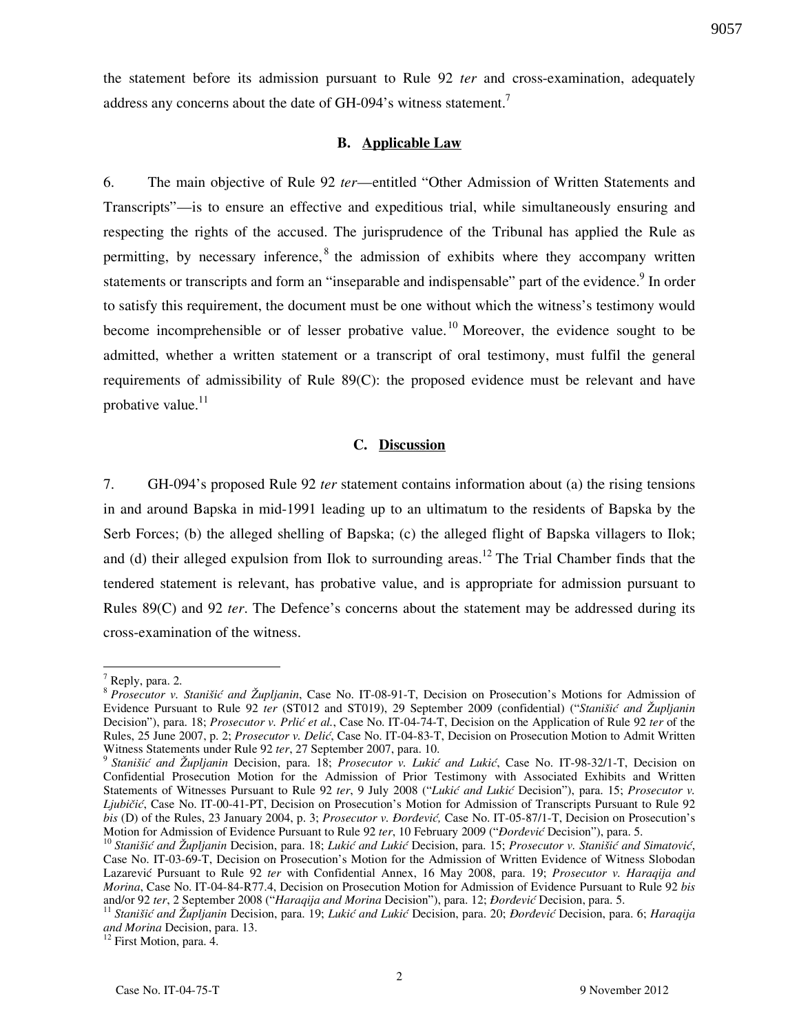the statement before its admission pursuant to Rule 92 *ter* and cross-examination, adequately address any concerns about the date of GH-094's witness statement.[7]

### B. Applicable Law

6. The main objective of Rule 92 *ter*—entitled "Other Admission of Written Statements and Transcripts"—is to ensure an effective and expeditious trial, while simultaneously ensuring and respecting the rights of the accused. The jurisprudence of the Tribunal has applied the Rule as permitting, by necessary inference,[8] the admission of exhibits where they accompany written statements or transcripts and form an "inseparable and indispensable" part of the evidence.[9] In order to satisfy this requirement, the document must be one without which the witness's testimony would become incomprehensible or of lesser probative value.[10] Moreover, the evidence sought to be admitted, whether a written statement or a transcript of oral testimony, must fulfil the general requirements of admissibility of Rule 89(C): the proposed evidence must be relevant and have probative value.[11]

### C. Discussion

7. GH-094's proposed Rule 92 *ter* statement contains information about (a) the rising tensions in and around Bapska in mid-1991 leading up to an ultimatum to the residents of Bapska by the Serb Forces; (b) the alleged shelling of Bapska; (c) the alleged flight of Bapska villagers to Ilok; and (d) their alleged expulsion from Ilok to surrounding areas.[12] The Trial Chamber finds that the tendered statement is relevant, has probative value, and is appropriate for admission pursuant to Rules 89(C) and 92 *ter*. The Defence's concerns about the statement may be addressed during its cross-examination of the witness.

---

[7] Reply, para. 2.

[8] *Prosecutor v. Stanišić and Župljanin*, Case No. IT-08-91-T, Decision on Prosecution's Motions for Admission of Evidence Pursuant to Rule 92 *ter* (ST012 and ST019), 29 September 2009 (confidential) ("*Stanišić and Župljanin* Decision"), para. 18; *Prosecutor v. Prlić et al.*, Case No. IT-04-74-T, Decision on the Application of Rule 92 *ter* of the Rules, 25 June 2007, p. 2; *Prosecutor v. Delić*, Case No. IT-04-83-T, Decision on Prosecution Motion to Admit Written Witness Statements under Rule 92 *ter*, 27 September 2007, para. 10.

[9] *Stanišić and Župljanin* Decision, para. 18; *Prosecutor v. Lukić and Lukić*, Case No. IT-98-32/1-T, Decision on Confidential Prosecution Motion for the Admission of Prior Testimony with Associated Exhibits and Written Statements of Witnesses Pursuant to Rule 92 *ter*, 9 July 2008 ("*Lukić and Lukić* Decision"), para. 15; *Prosecutor v. Ljubičić*, Case No. IT-00-41-PT, Decision on Prosecution's Motion for Admission of Transcripts Pursuant to Rule 92 *bis* (D) of the Rules, 23 January 2004, p. 3; *Prosecutor v. Đorđević,* Case No. IT-05-87/1-T, Decision on Prosecution's Motion for Admission of Evidence Pursuant to Rule 92 *ter*, 10 February 2009 ("*Đorđević* Decision"), para. 5.

[10] *Stanišić and Župljanin* Decision, para. 18; *Lukić and Lukić* Decision, para. 15; *Prosecutor v. Stanišić and Simatović*, Case No. IT-03-69-T, Decision on Prosecution's Motion for the Admission of Written Evidence of Witness Slobodan Lazarević Pursuant to Rule 92 *ter* with Confidential Annex, 16 May 2008, para. 19; *Prosecutor v. Haraqija and Morina*, Case No. IT-04-84-R77.4, Decision on Prosecution Motion for Admission of Evidence Pursuant to Rule 92 *bis* and/or 92 *ter*, 2 September 2008 ("*Haraqija and Morina* Decision"), para. 12; *Đorđević* Decision, para. 5.

[11] *Stanišić and Župljanin* Decision, para. 19; *Lukić and Lukić* Decision, para. 20; *Đorđević* Decision, para. 6; *Haraqija and Morina* Decision, para. 13.

[12] First Motion, para. 4.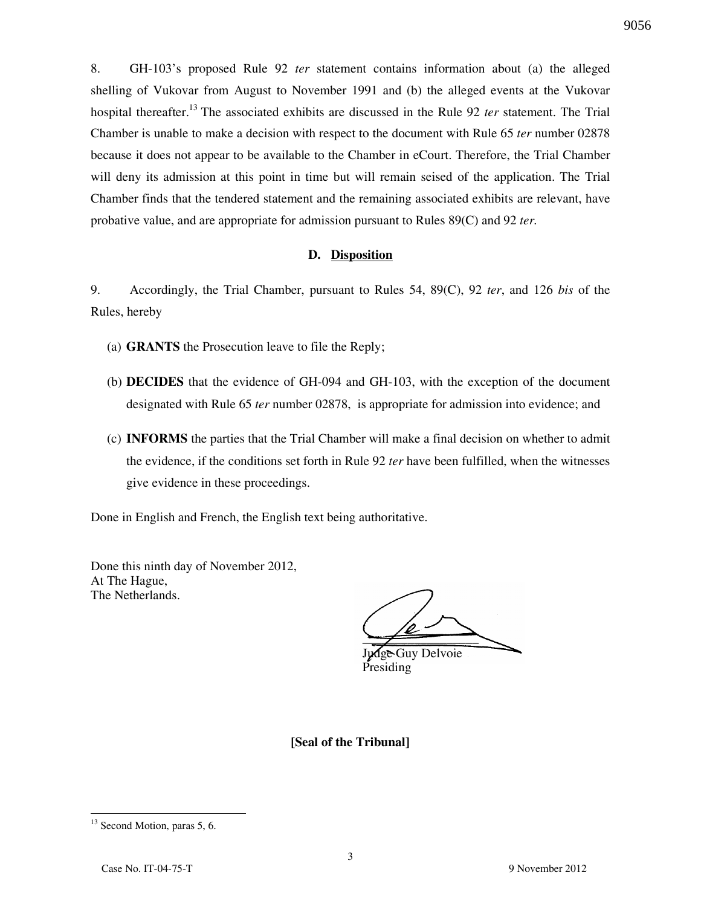8. GH-103's proposed Rule 92 *ter* statement contains information about (a) the alleged shelling of Vukovar from August to November 1991 and (b) the alleged events at the Vukovar hospital thereafter.[13] The associated exhibits are discussed in the Rule 92 *ter* statement. The Trial Chamber is unable to make a decision with respect to the document with Rule 65 *ter* number 02878 because it does not appear to be available to the Chamber in eCourt. Therefore, the Trial Chamber will deny its admission at this point in time but will remain seised of the application. The Trial Chamber finds that the tendered statement and the remaining associated exhibits are relevant, have probative value, and are appropriate for admission pursuant to Rules 89(C) and 92 *ter*.

### D. Disposition

9. Accordingly, the Trial Chamber, pursuant to Rules 54, 89(C), 92 *ter*, and 126 *bis* of the Rules, hereby

(a) **GRANTS** the Prosecution leave to file the Reply;

(b) **DECIDES** that the evidence of GH-094 and GH-103, with the exception of the document designated with Rule 65 *ter* number 02878, is appropriate for admission into evidence; and

(c) **INFORMS** the parties that the Trial Chamber will make a final decision on whether to admit the evidence, if the conditions set forth in Rule 92 *ter* have been fulfilled, when the witnesses give evidence in these proceedings.

Done in English and French, the English text being authoritative.

Done this ninth day of November 2012,
At The Hague,
The Netherlands.

Judge Guy Delvoie
Presiding

**[Seal of the Tribunal]**

---

[13] Second Motion, paras 5, 6.